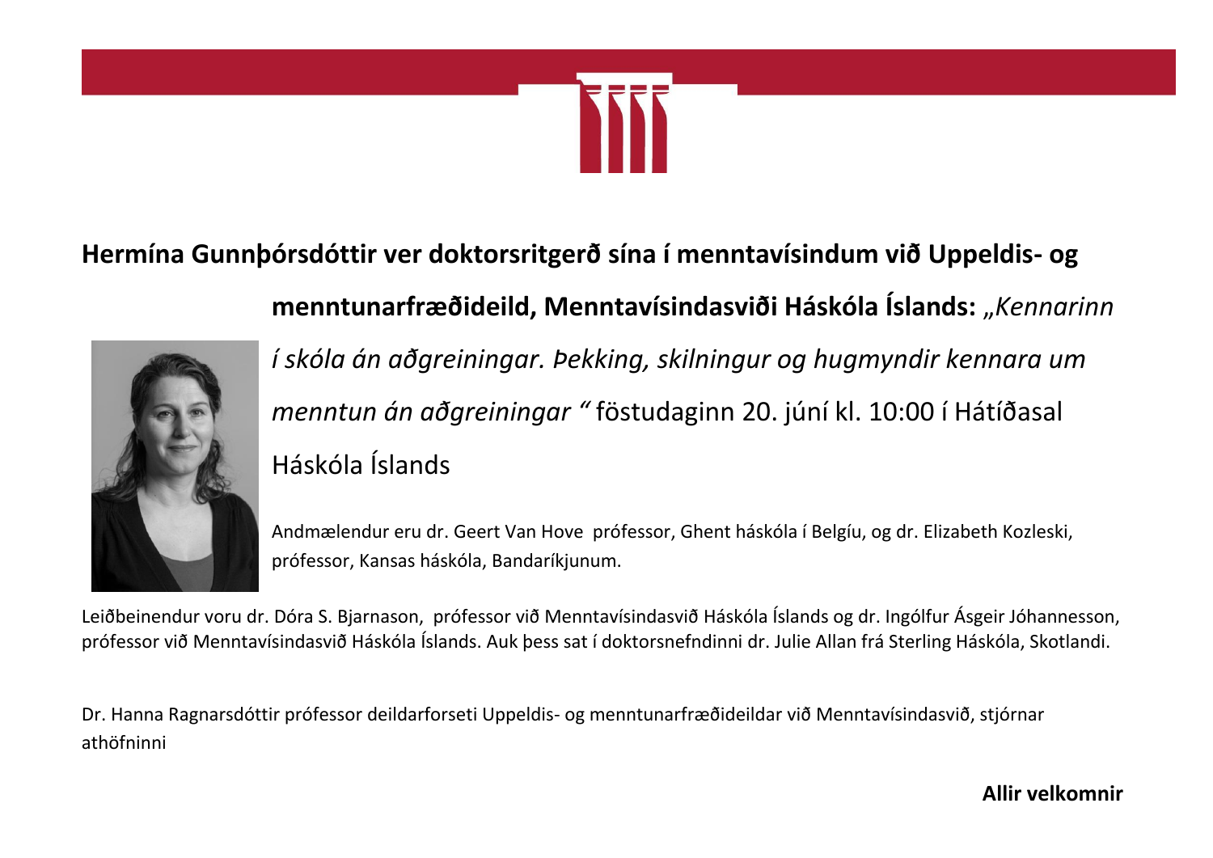**Hermína Gunnþórsdóttir ver doktorsritgerð sína í menntavísindum við Uppeldis- og menntunarfræðideild, Menntavísindasviði Háskóla Íslands:** *„Kennarinn í skóla án aðgreiningar. Þekking, skilningur og hugmyndir kennara um menntun án aðgreiningar “* föstudaginn 20. júní kl. 10:00 í Hátíðasal Háskóla Íslands

Andmælendur eru dr. Geert Van Hove prófessor, Ghent háskóla í Belgíu, og dr. Elizabeth Kozleski, prófessor, Kansas háskóla, Bandaríkjunum.

Leiðbeinendur voru dr. Dóra S. Bjarnason, prófessor við Menntavísindasvið Háskóla Íslands og dr. Ingólfur Ásgeir Jóhannesson, prófessor við Menntavísindasvið Háskóla Íslands. Auk þess sat í doktorsnefndinni dr. Julie Allan frá Sterling Háskóla, Skotlandi.

Dr. Hanna Ragnarsdóttir prófessor deildarforseti Uppeldis- og menntunarfræðideildar við Menntavísindasvið, stjórnar athöfninni

**Allir velkomnir**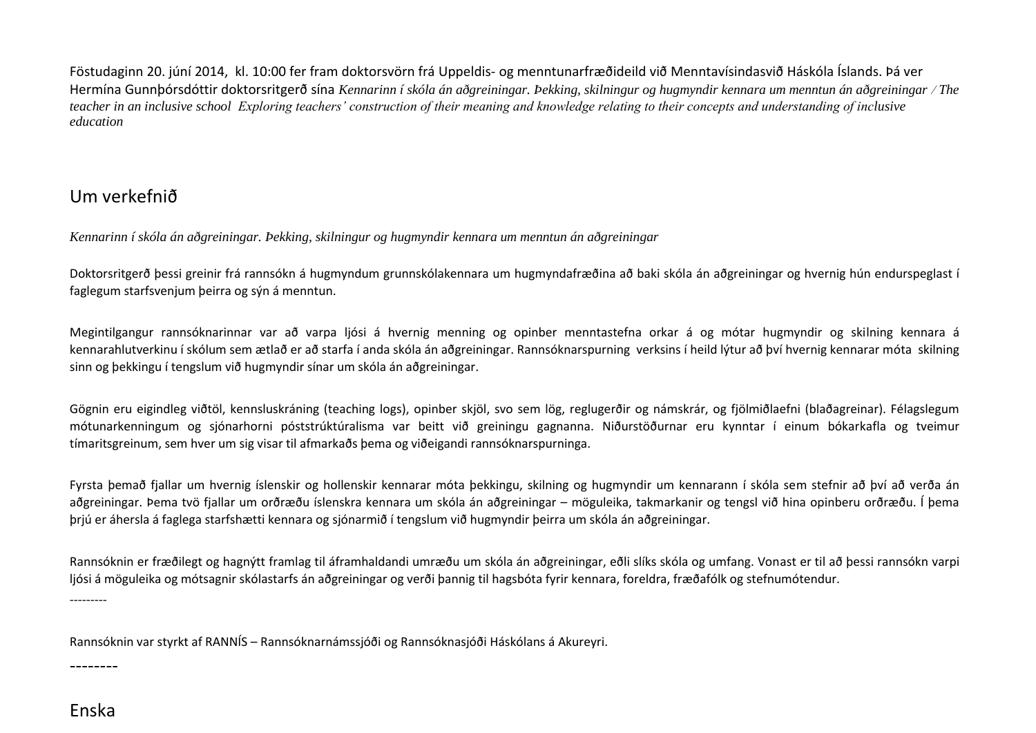Föstudaginn 20. júní 2014, kl. 10:00 fer fram doktorsvörn frá Uppeldis- og menntunarfræðideild við Menntavísindasvið Háskóla Íslands. Þá ver Hermína Gunnþórsdóttir doktorsritgerð sína *Kennarinn í skóla án aðgreiningar. Þekking, skilningur og hugmyndir kennara um menntun án aðgreiningar / The teacher in an inclusive school Exploring teachers' construction of their meaning and knowledge relating to their concepts and understanding of inclusive education*

## Um verkefnið

*Kennarinn í skóla án aðgreiningar. Þekking, skilningur og hugmyndir kennara um menntun án aðgreiningar*

Doktorsritgerð þessi greinir frá rannsókn á hugmyndum grunnskólakennara um hugmyndafræðina að baki skóla án aðgreiningar og hvernig hún endurspeglast í faglegum starfsvenjum þeirra og sýn á menntun.

Megintilgangur rannsóknarinnar var að varpa ljósi á hvernig menning og opinber menntastefna orkar á og mótar hugmyndir og skilning kennara á kennarahlutverkinu í skólum sem ætlað er að starfa í anda skóla án aðgreiningar. Rannsóknarspurning verksins í heild lýtur að því hvernig kennarar móta skilning sinn og þekkingu í tengslum við hugmyndir sínar um skóla án aðgreiningar.

Gögnin eru eigindleg viðtöl, kennsluskráning (teaching logs), opinber skjöl, svo sem lög, reglugerðir og námskrár, og fjölmiðlaefni (blaðagreinar). Félagslegum mótunarkenningum og sjónarhorni póststrúktúralisma var beitt við greiningu gagnanna. Niðurstöðurnar eru kynntar í einum bókarkafla og tveimur tímaritsgreinum, sem hver um sig visar til afmarkaðs þema og viðeigandi rannsóknarspurninga.

Fyrsta þemað fjallar um hvernig íslenskir og hollenskir kennarar móta þekkingu, skilning og hugmyndir um kennarann í skóla sem stefnir að því að verða án aðgreiningar. Þema tvö fjallar um orðræðu íslenskra kennara um skóla án aðgreiningar – möguleika, takmarkanir og tengsl við hina opinberu orðræðu. Í þema þrjú er áhersla á faglega starfshætti kennara og sjónarmið í tengslum við hugmyndir þeirra um skóla án aðgreiningar.

Rannsóknin er fræðilegt og hagnýtt framlag til áframhaldandi umræðu um skóla án aðgreiningar, eðli slíks skóla og umfang. Vonast er til að þessi rannsókn varpi ljósi á möguleika og mótsagnir skólastarfs án aðgreiningar og verði þannig til hagsbóta fyrir kennara, foreldra, fræðafólk og stefnumótendur.

---------

Rannsóknin var styrkt af RANNÍS – Rannsóknarnámssjóði og Rannsóknasjóði Háskólans á Akureyri.

--------

## Enska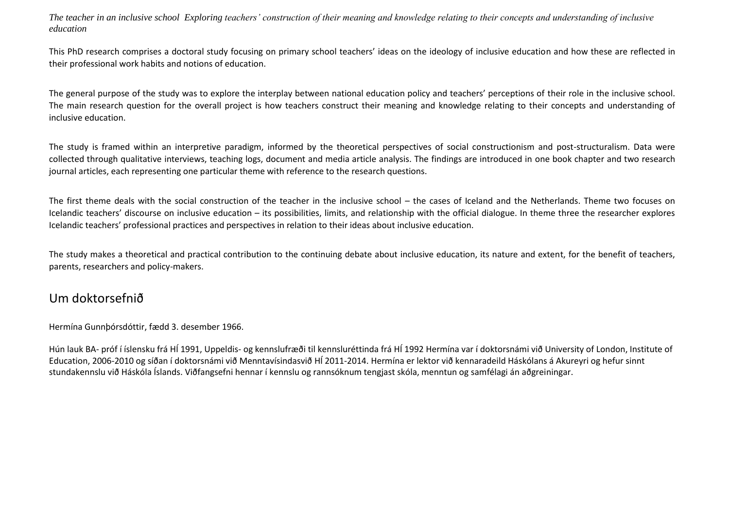*The teacher in an inclusive school Exploring teachers' construction of their meaning and knowledge relating to their concepts and understanding of inclusive education*

This PhD research comprises a doctoral study focusing on primary school teachers' ideas on the ideology of inclusive education and how these are reflected in their professional work habits and notions of education.

The general purpose of the study was to explore the interplay between national education policy and teachers' perceptions of their role in the inclusive school. The main research question for the overall project is how teachers construct their meaning and knowledge relating to their concepts and understanding of inclusive education.

The study is framed within an interpretive paradigm, informed by the theoretical perspectives of social constructionism and post-structuralism. Data were collected through qualitative interviews, teaching logs, document and media article analysis. The findings are introduced in one book chapter and two research journal articles, each representing one particular theme with reference to the research questions.

The first theme deals with the social construction of the teacher in the inclusive school – the cases of Iceland and the Netherlands. Theme two focuses on Icelandic teachers' discourse on inclusive education – its possibilities, limits, and relationship with the official dialogue. In theme three the researcher explores Icelandic teachers' professional practices and perspectives in relation to their ideas about inclusive education.

The study makes a theoretical and practical contribution to the continuing debate about inclusive education, its nature and extent, for the benefit of teachers, parents, researchers and policy-makers.

## Um doktorsefnið

Hermína Gunnþórsdóttir, fædd 3. desember 1966.

Hún lauk BA- próf í íslensku frá HÍ 1991, Uppeldis- og kennslufræði til kennsluréttinda frá HÍ 1992 Hermína var í doktorsnámi við University of London, Institute of Education, 2006-2010 og síðan í doktorsnámi við Menntavísindasvið HÍ 2011-2014. Hermína er lektor við kennaradeild Háskólans á Akureyri og hefur sinnt stundakennslu við Háskóla Íslands. Viðfangsefni hennar í kennslu og rannsóknum tengjast skóla, menntun og samfélagi án aðgreiningar.